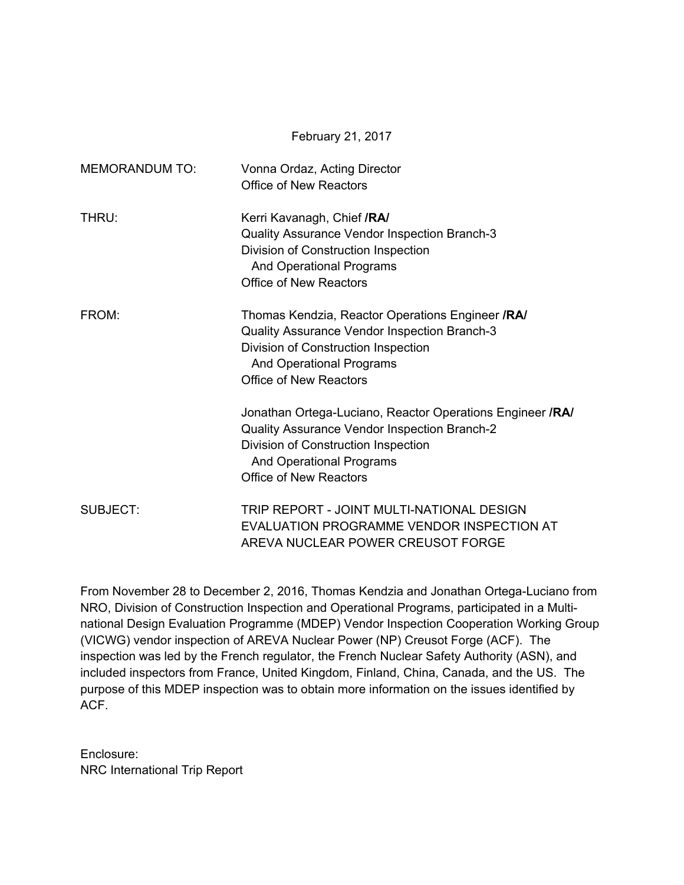February 21, 2017

MEMORANDUM TO: Vonna Ordaz, Acting Director
Office of New Reactors

THRU: Kerri Kavanagh, Chief **/RA/**
Quality Assurance Vendor Inspection Branch-3
Division of Construction Inspection
And Operational Programs
Office of New Reactors

FROM: Thomas Kendzia, Reactor Operations Engineer **/RA/**
Quality Assurance Vendor Inspection Branch-3
Division of Construction Inspection
And Operational Programs
Office of New Reactors

Jonathan Ortega-Luciano, Reactor Operations Engineer **/RA/**
Quality Assurance Vendor Inspection Branch-2
Division of Construction Inspection
And Operational Programs
Office of New Reactors

SUBJECT: TRIP REPORT - JOINT MULTI-NATIONAL DESIGN EVALUATION PROGRAMME VENDOR INSPECTION AT AREVA NUCLEAR POWER CREUSOT FORGE

From November 28 to December 2, 2016, Thomas Kendzia and Jonathan Ortega-Luciano from NRO, Division of Construction Inspection and Operational Programs, participated in a Multi-national Design Evaluation Programme (MDEP) Vendor Inspection Cooperation Working Group (VICWG) vendor inspection of AREVA Nuclear Power (NP) Creusot Forge (ACF). The inspection was led by the French regulator, the French Nuclear Safety Authority (ASN), and included inspectors from France, United Kingdom, Finland, China, Canada, and the US. The purpose of this MDEP inspection was to obtain more information on the issues identified by ACF.

Enclosure:
NRC International Trip Report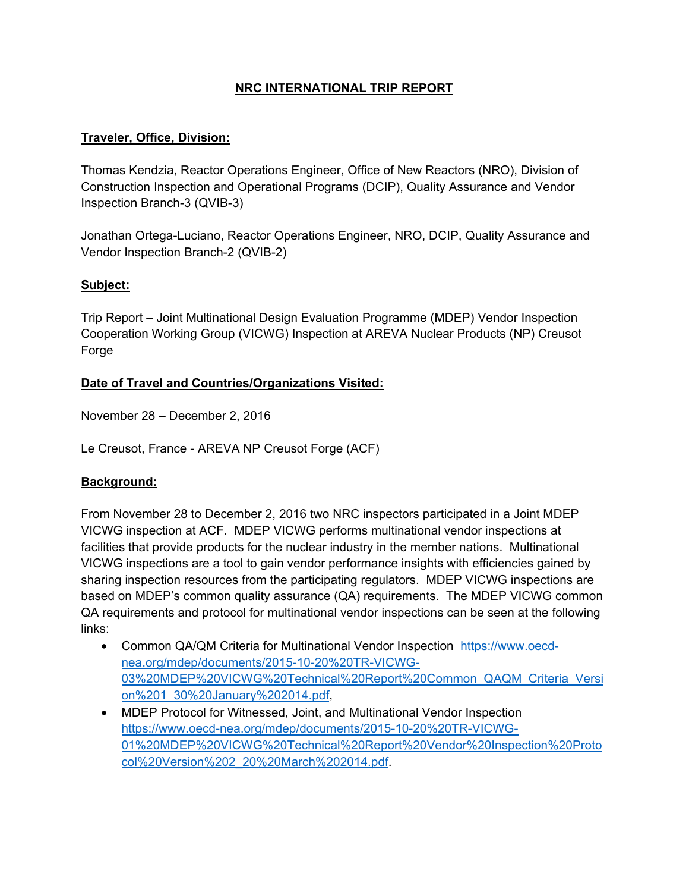## NRC INTERNATIONAL TRIP REPORT

**Traveler, Office, Division:**

Thomas Kendzia, Reactor Operations Engineer, Office of New Reactors (NRO), Division of Construction Inspection and Operational Programs (DCIP), Quality Assurance and Vendor Inspection Branch-3 (QVIB-3)

Jonathan Ortega-Luciano, Reactor Operations Engineer, NRO, DCIP, Quality Assurance and Vendor Inspection Branch-2 (QVIB-2)

**Subject:**

Trip Report – Joint Multinational Design Evaluation Programme (MDEP) Vendor Inspection Cooperation Working Group (VICWG) Inspection at AREVA Nuclear Products (NP) Creusot Forge

**Date of Travel and Countries/Organizations Visited:**

November 28 – December 2, 2016

Le Creusot, France - AREVA NP Creusot Forge (ACF)

**Background:**

From November 28 to December 2, 2016 two NRC inspectors participated in a Joint MDEP VICWG inspection at ACF. MDEP VICWG performs multinational vendor inspections at facilities that provide products for the nuclear industry in the member nations. Multinational VICWG inspections are a tool to gain vendor performance insights with efficiencies gained by sharing inspection resources from the participating regulators. MDEP VICWG inspections are based on MDEP's common quality assurance (QA) requirements. The MDEP VICWG common QA requirements and protocol for multinational vendor inspections can be seen at the following links:

- Common QA/QM Criteria for Multinational Vendor Inspection https://www.oecd-nea.org/mdep/documents/2015-10-20%20TR-VICWG-03%20MDEP%20VICWG%20Technical%20Report%20Common_QAQM_Criteria_Version%201_30%20January%202014.pdf,
- MDEP Protocol for Witnessed, Joint, and Multinational Vendor Inspection https://www.oecd-nea.org/mdep/documents/2015-10-20%20TR-VICWG-01%20MDEP%20VICWG%20Technical%20Report%20Vendor%20Inspection%20Protocol%20Version%202_20%20March%202014.pdf.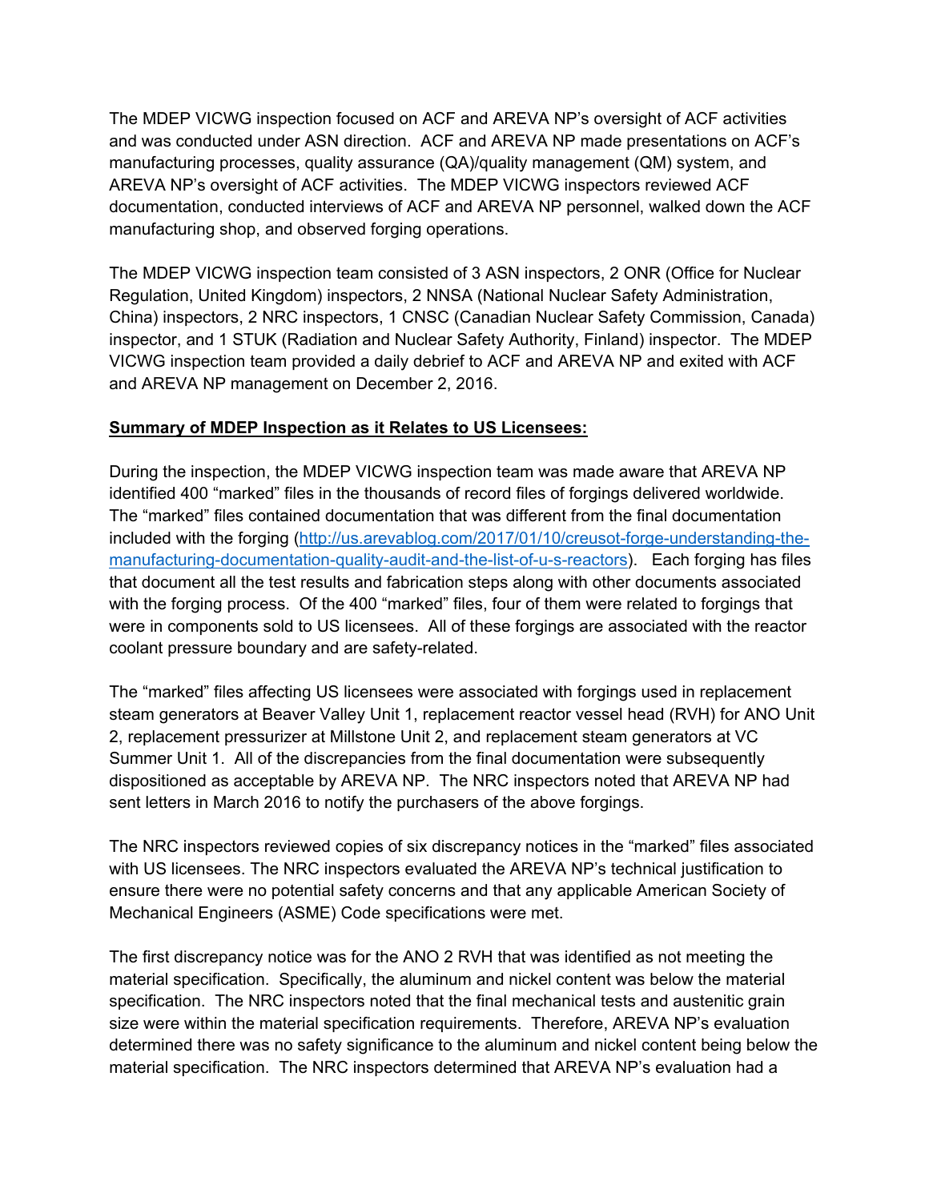The MDEP VICWG inspection focused on ACF and AREVA NP's oversight of ACF activities and was conducted under ASN direction. ACF and AREVA NP made presentations on ACF's manufacturing processes, quality assurance (QA)/quality management (QM) system, and AREVA NP's oversight of ACF activities. The MDEP VICWG inspectors reviewed ACF documentation, conducted interviews of ACF and AREVA NP personnel, walked down the ACF manufacturing shop, and observed forging operations.

The MDEP VICWG inspection team consisted of 3 ASN inspectors, 2 ONR (Office for Nuclear Regulation, United Kingdom) inspectors, 2 NNSA (National Nuclear Safety Administration, China) inspectors, 2 NRC inspectors, 1 CNSC (Canadian Nuclear Safety Commission, Canada) inspector, and 1 STUK (Radiation and Nuclear Safety Authority, Finland) inspector. The MDEP VICWG inspection team provided a daily debrief to ACF and AREVA NP and exited with ACF and AREVA NP management on December 2, 2016.

**Summary of MDEP Inspection as it Relates to US Licensees:**

During the inspection, the MDEP VICWG inspection team was made aware that AREVA NP identified 400 "marked" files in the thousands of record files of forgings delivered worldwide. The "marked" files contained documentation that was different from the final documentation included with the forging (http://us.arevablog.com/2017/01/10/creusot-forge-understanding-the-manufacturing-documentation-quality-audit-and-the-list-of-u-s-reactors). Each forging has files that document all the test results and fabrication steps along with other documents associated with the forging process. Of the 400 "marked" files, four of them were related to forgings that were in components sold to US licensees. All of these forgings are associated with the reactor coolant pressure boundary and are safety-related.

The "marked" files affecting US licensees were associated with forgings used in replacement steam generators at Beaver Valley Unit 1, replacement reactor vessel head (RVH) for ANO Unit 2, replacement pressurizer at Millstone Unit 2, and replacement steam generators at VC Summer Unit 1. All of the discrepancies from the final documentation were subsequently dispositioned as acceptable by AREVA NP. The NRC inspectors noted that AREVA NP had sent letters in March 2016 to notify the purchasers of the above forgings.

The NRC inspectors reviewed copies of six discrepancy notices in the "marked" files associated with US licensees. The NRC inspectors evaluated the AREVA NP's technical justification to ensure there were no potential safety concerns and that any applicable American Society of Mechanical Engineers (ASME) Code specifications were met.

The first discrepancy notice was for the ANO 2 RVH that was identified as not meeting the material specification. Specifically, the aluminum and nickel content was below the material specification. The NRC inspectors noted that the final mechanical tests and austenitic grain size were within the material specification requirements. Therefore, AREVA NP's evaluation determined there was no safety significance to the aluminum and nickel content being below the material specification. The NRC inspectors determined that AREVA NP's evaluation had a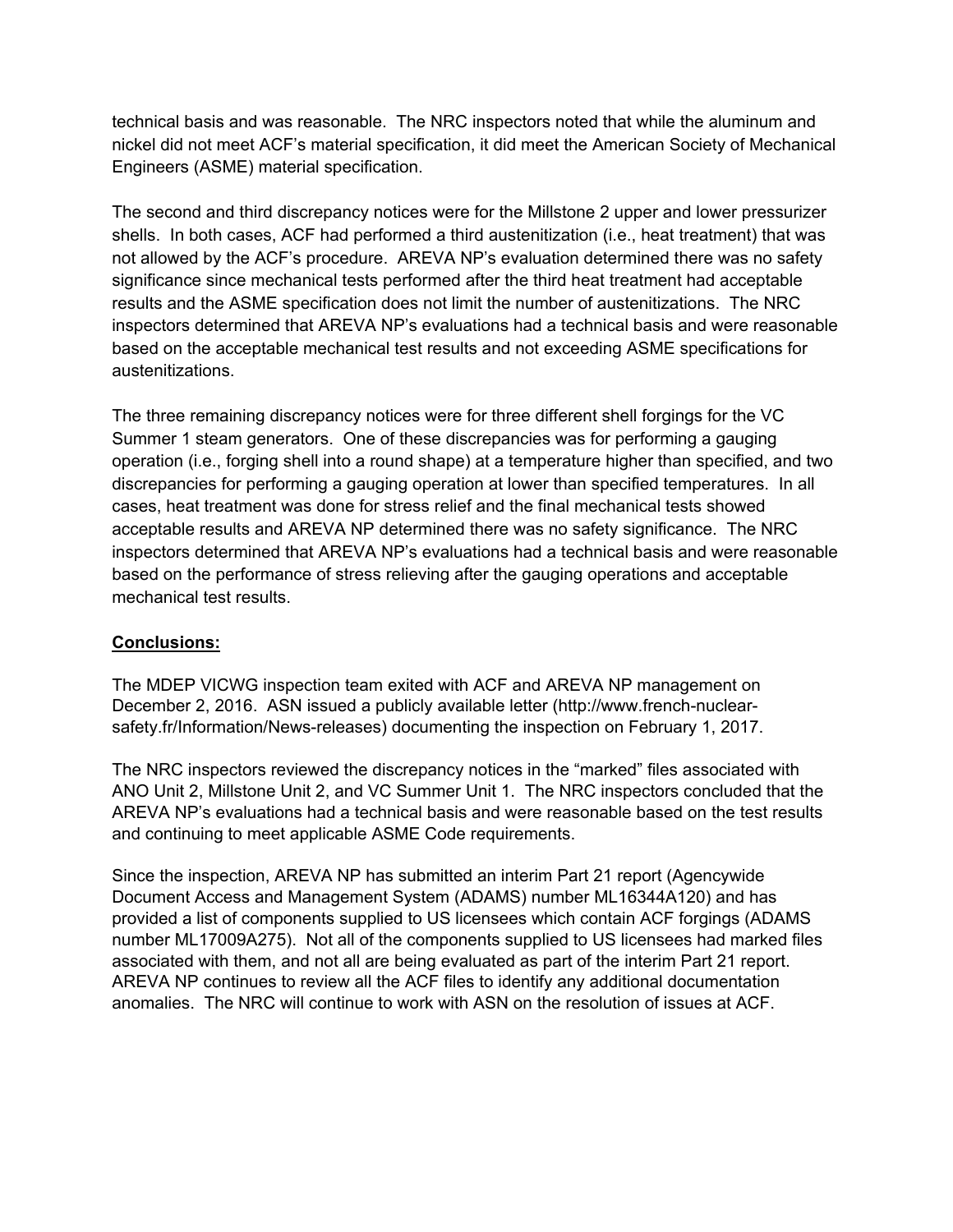technical basis and was reasonable. The NRC inspectors noted that while the aluminum and nickel did not meet ACF's material specification, it did meet the American Society of Mechanical Engineers (ASME) material specification.

The second and third discrepancy notices were for the Millstone 2 upper and lower pressurizer shells. In both cases, ACF had performed a third austenitization (i.e., heat treatment) that was not allowed by the ACF's procedure. AREVA NP's evaluation determined there was no safety significance since mechanical tests performed after the third heat treatment had acceptable results and the ASME specification does not limit the number of austenitizations. The NRC inspectors determined that AREVA NP's evaluations had a technical basis and were reasonable based on the acceptable mechanical test results and not exceeding ASME specifications for austenitizations.

The three remaining discrepancy notices were for three different shell forgings for the VC Summer 1 steam generators. One of these discrepancies was for performing a gauging operation (i.e., forging shell into a round shape) at a temperature higher than specified, and two discrepancies for performing a gauging operation at lower than specified temperatures. In all cases, heat treatment was done for stress relief and the final mechanical tests showed acceptable results and AREVA NP determined there was no safety significance. The NRC inspectors determined that AREVA NP's evaluations had a technical basis and were reasonable based on the performance of stress relieving after the gauging operations and acceptable mechanical test results.

**Conclusions:**

The MDEP VICWG inspection team exited with ACF and AREVA NP management on December 2, 2016. ASN issued a publicly available letter (http://www.french-nuclear-safety.fr/Information/News-releases) documenting the inspection on February 1, 2017.

The NRC inspectors reviewed the discrepancy notices in the "marked" files associated with ANO Unit 2, Millstone Unit 2, and VC Summer Unit 1. The NRC inspectors concluded that the AREVA NP's evaluations had a technical basis and were reasonable based on the test results and continuing to meet applicable ASME Code requirements.

Since the inspection, AREVA NP has submitted an interim Part 21 report (Agencywide Document Access and Management System (ADAMS) number ML16344A120) and has provided a list of components supplied to US licensees which contain ACF forgings (ADAMS number ML17009A275). Not all of the components supplied to US licensees had marked files associated with them, and not all are being evaluated as part of the interim Part 21 report. AREVA NP continues to review all the ACF files to identify any additional documentation anomalies. The NRC will continue to work with ASN on the resolution of issues at ACF.